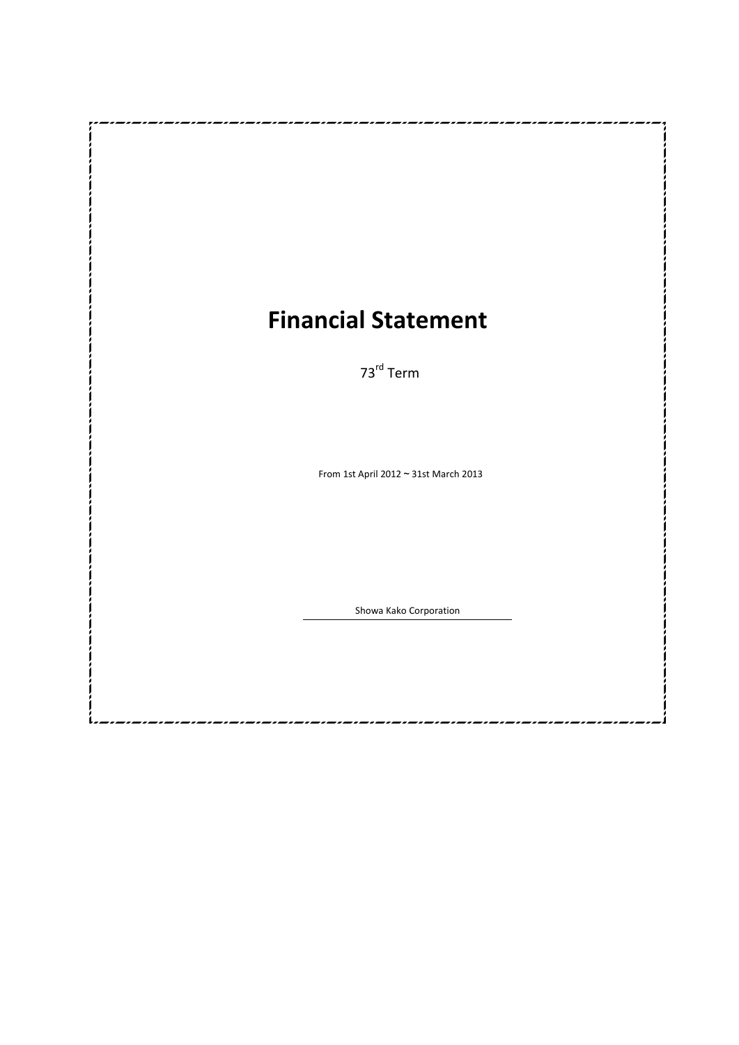# Financial Statement

73rd Term

From 1st April 2012 ~ 31st March 2013

Showa Kako Corporation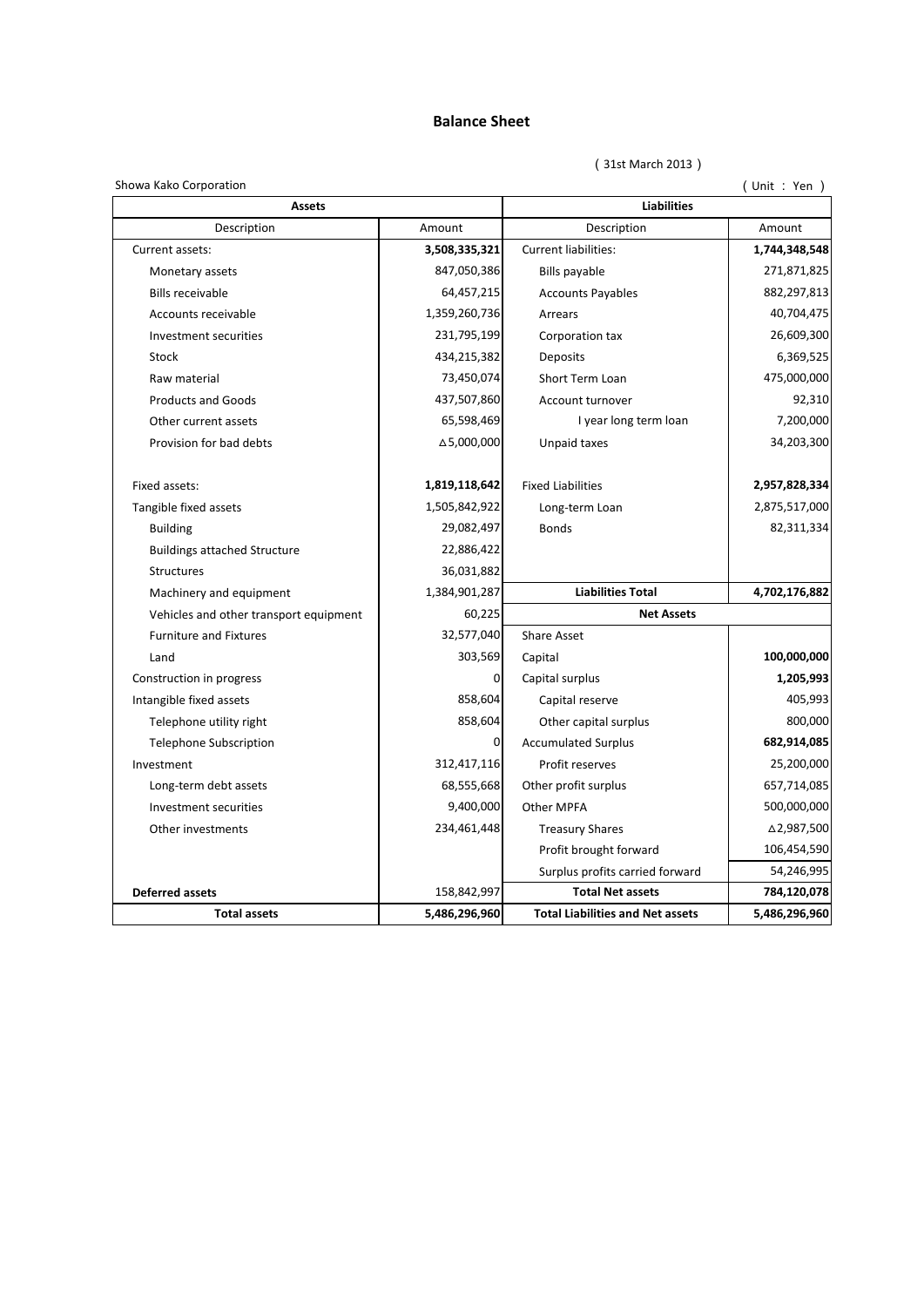# Balance Sheet

( 31st March 2013 )

Showa Kako Corporation

( Unit : Yen )

| Assets | | Liabilities | |
|---|---|---|---|
| Description | Amount | Description | Amount |
| Current assets: | **3,508,335,321** | Current liabilities: | **1,744,348,548** |
| Monetary assets | 847,050,386 | Bills payable | 271,871,825 |
| Bills receivable | 64,457,215 | Accounts Payables | 882,297,813 |
| Accounts receivable | 1,359,260,736 | Arrears | 40,704,475 |
| Investment securities | 231,795,199 | Corporation tax | 26,609,300 |
| Stock | 434,215,382 | Deposits | 6,369,525 |
| Raw material | 73,450,074 | Short Term Loan | 475,000,000 |
| Products and Goods | 437,507,860 | Account turnover | 92,310 |
| Other current assets | 65,598,469 | I year long term loan | 7,200,000 |
| Provision for bad debts | △5,000,000 | Unpaid taxes | 34,203,300 |
| | | | |
| Fixed assets: | **1,819,118,642** | Fixed Liabilities | **2,957,828,334** |
| Tangible fixed assets | 1,505,842,922 | Long-term Loan | 2,875,517,000 |
| Building | 29,082,497 | Bonds | 82,311,334 |
| Buildings attached Structure | 22,886,422 | | |
| Structures | 36,031,882 | | |
| Machinery and equipment | 1,384,901,287 | **Liabilities Total** | **4,702,176,882** |
| Vehicles and other transport equipment | 60,225 | **Net Assets** | |
| Furniture and Fixtures | 32,577,040 | Share Asset | |
| Land | 303,569 | Capital | **100,000,000** |
| Construction in progress | 0 | Capital surplus | **1,205,993** |
| Intangible fixed assets | 858,604 | Capital reserve | 405,993 |
| Telephone utility right | 858,604 | Other capital surplus | 800,000 |
| Telephone Subscription | 0 | Accumulated Surplus | **682,914,085** |
| Investment | 312,417,116 | Profit reserves | 25,200,000 |
| Long-term debt assets | 68,555,668 | Other profit surplus | 657,714,085 |
| Investment securities | 9,400,000 | Other MPFA | 500,000,000 |
| Other investments | 234,461,448 | Treasury Shares | △2,987,500 |
| | | Profit brought forward | 106,454,590 |
| | | Surplus profits carried forward | 54,246,995 |
| **Deferred assets** | 158,842,997 | **Total Net assets** | **784,120,078** |
| **Total assets** | **5,486,296,960** | **Total Liabilities and Net assets** | **5,486,296,960** |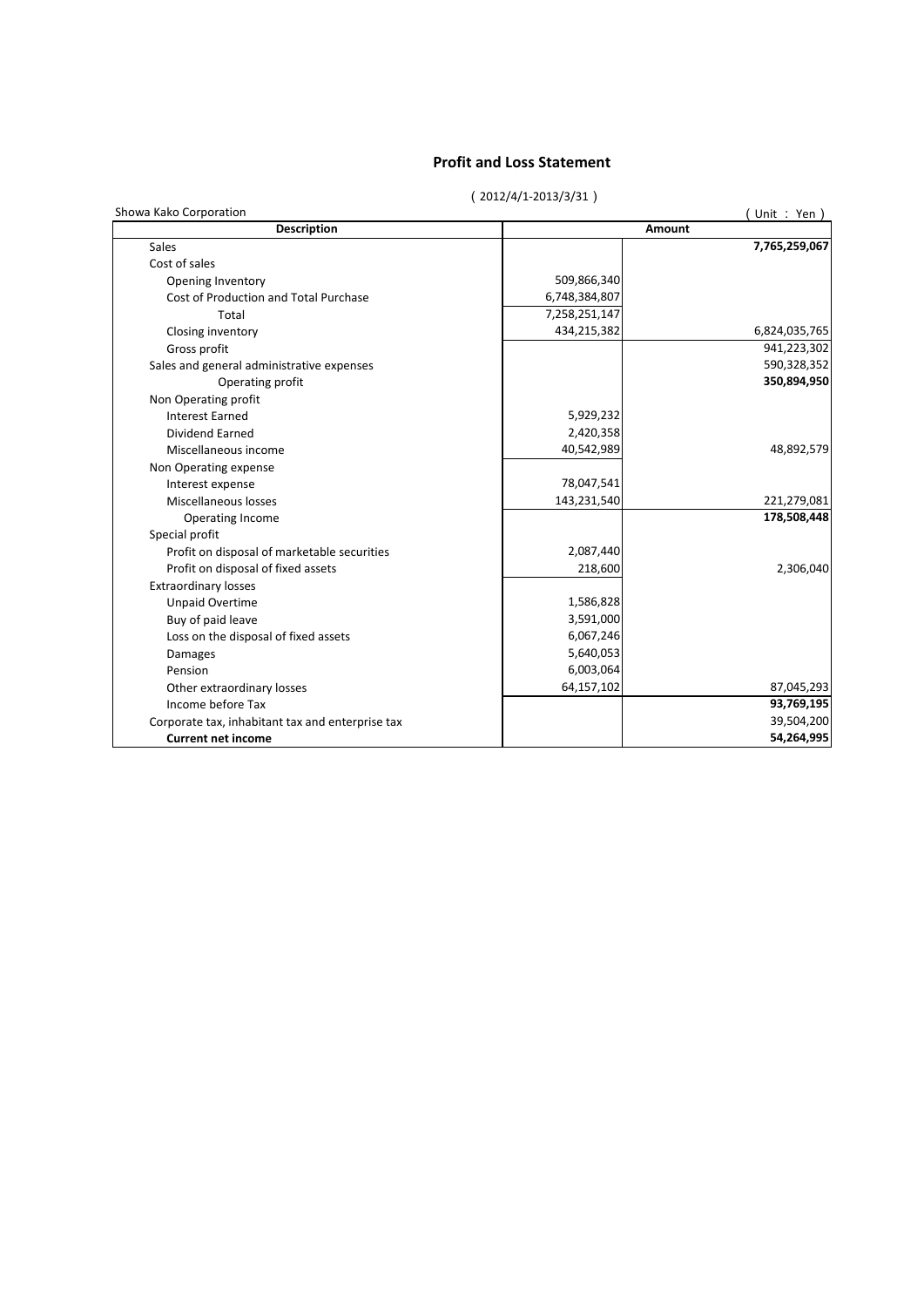## Profit and Loss Statement

( 2012/4/1-2013/3/31 )

Showa Kako Corporation ( Unit : Yen )

| Description | Amount | |
|---|---|---|
| Sales | | **7,765,259,067** |
| Cost of sales | | |
| Opening Inventory | 509,866,340 | |
| Cost of Production and Total Purchase | 6,748,384,807 | |
| Total | 7,258,251,147 | |
| Closing inventory | 434,215,382 | 6,824,035,765 |
| Gross profit | | 941,223,302 |
| Sales and general administrative expenses | | 590,328,352 |
| Operating profit | | **350,894,950** |
| Non Operating profit | | |
| Interest Earned | 5,929,232 | |
| Dividend Earned | 2,420,358 | |
| Miscellaneous income | 40,542,989 | 48,892,579 |
| Non Operating expense | | |
| Interest expense | 78,047,541 | |
| Miscellaneous losses | 143,231,540 | 221,279,081 |
| Operating Income | | **178,508,448** |
| Special profit | | |
| Profit on disposal of marketable securities | 2,087,440 | |
| Profit on disposal of fixed assets | 218,600 | 2,306,040 |
| Extraordinary losses | | |
| Unpaid Overtime | 1,586,828 | |
| Buy of paid leave | 3,591,000 | |
| Loss on the disposal of fixed assets | 6,067,246 | |
| Damages | 5,640,053 | |
| Pension | 6,003,064 | |
| Other extraordinary losses | 64,157,102 | 87,045,293 |
| Income before Tax | | **93,769,195** |
| Corporate tax, inhabitant tax and enterprise tax | | 39,504,200 |
| **Current net income** | | **54,264,995** |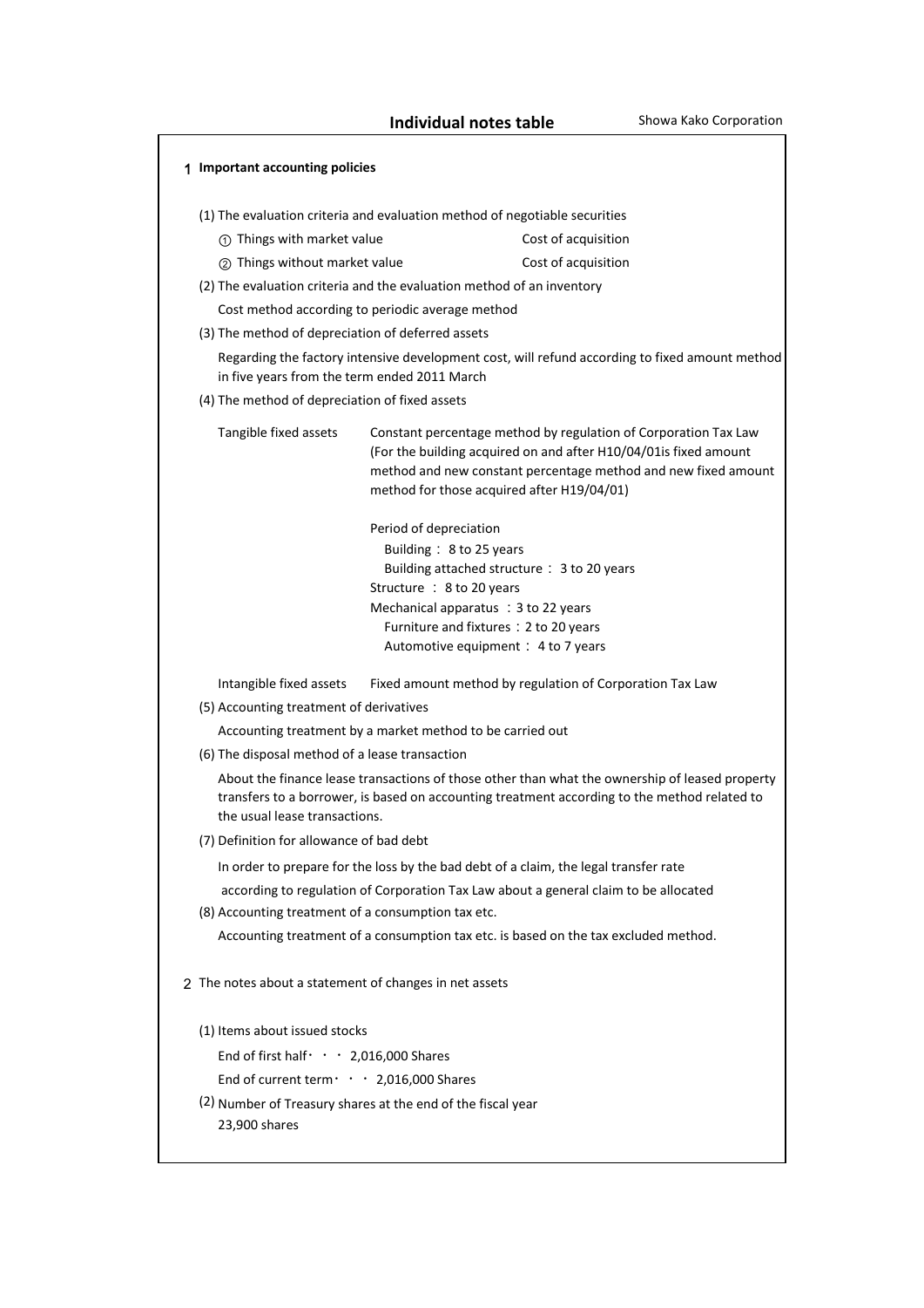# Individual notes table

Showa Kako Corporation

## 1 Important accounting policies

(1) The evaluation criteria and evaluation method of negotiable securities

| | |
|---|---|
| ① Things with market value | Cost of acquisition |
| ② Things without market value | Cost of acquisition |

(2) The evaluation criteria and the evaluation method of an inventory

Cost method according to periodic average method

(3) The method of depreciation of deferred assets

Regarding the factory intensive development cost, will refund according to fixed amount method in five years from the term ended 2011 March

(4) The method of depreciation of fixed assets

Tangible fixed assets: Constant percentage method by regulation of Corporation Tax Law (For the building acquired on and after H10/04/01is fixed amount method and new constant percentage method and new fixed amount method for those acquired after H19/04/01)

Period of depreciation

- Building ： 8 to 25 years
- Building attached structure ： 3 to 20 years
- Structure ： 8 to 20 years
- Mechanical apparatus ：3 to 22 years
- Furniture and fixtures：2 to 20 years
- Automotive equipment ： 4 to 7 years

Intangible fixed assets: Fixed amount method by regulation of Corporation Tax Law

(5) Accounting treatment of derivatives

Accounting treatment by a market method to be carried out

(6) The disposal method of a lease transaction

About the finance lease transactions of those other than what the ownership of leased property transfers to a borrower, is based on accounting treatment according to the method related to the usual lease transactions.

(7) Definition for allowance of bad debt

In order to prepare for the loss by the bad debt of a claim, the legal transfer rate according to regulation of Corporation Tax Law about a general claim to be allocated

(8) Accounting treatment of a consumption tax etc.

Accounting treatment of a consumption tax etc. is based on the tax excluded method.

## 2 The notes about a statement of changes in net assets

(1) Items about issued stocks

End of first half・ ・ ・ 2,016,000 Shares

End of current term・ ・ ・ 2,016,000 Shares

(2) Number of Treasury shares at the end of the fiscal year

23,900 shares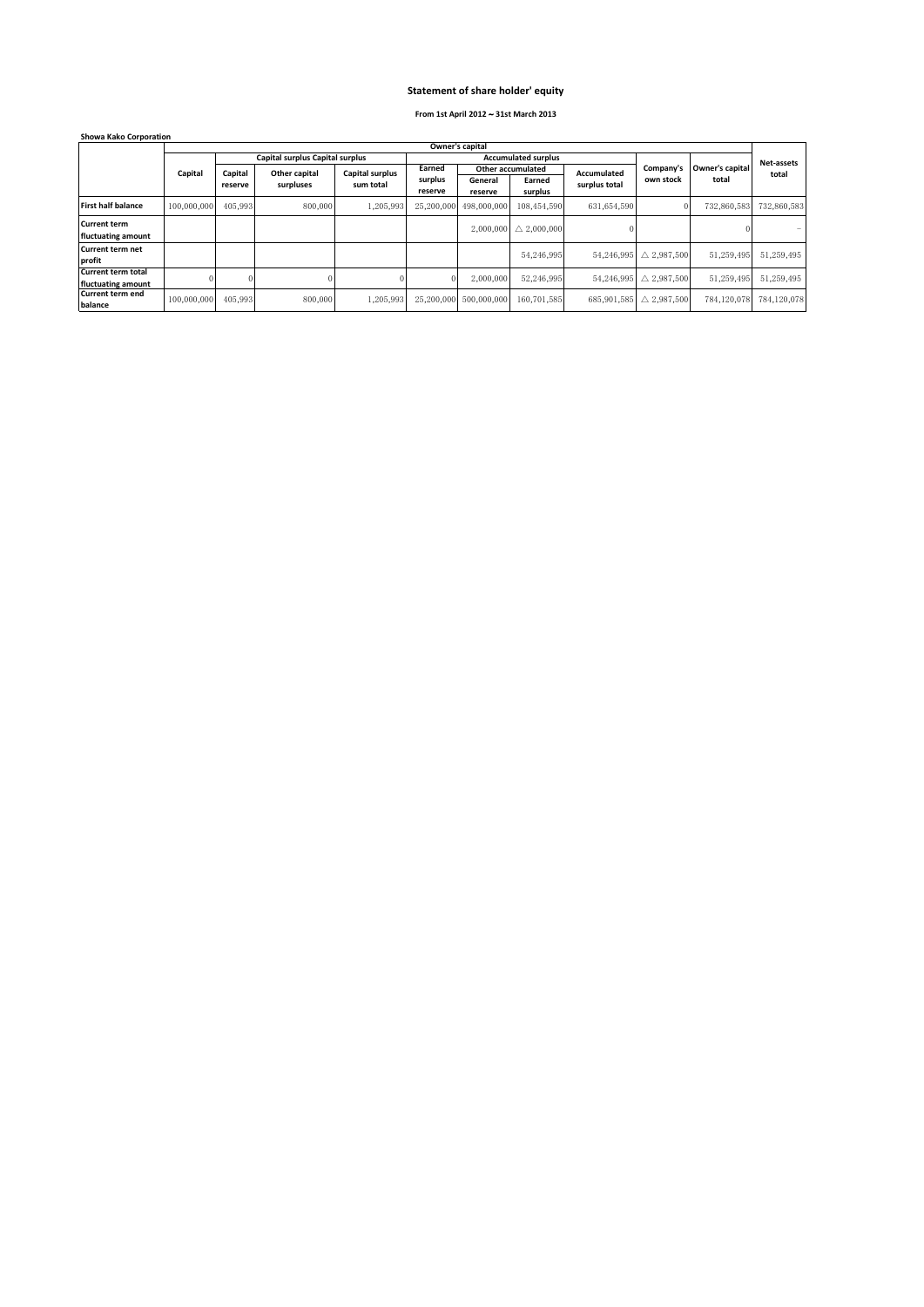# Statement of share holder' equity

**From 1st April 2012 ~ 31st March 2013**

**Showa Kako Corporation**

| | Owner's capital | | | | | | | | | | | Net-assets total |
|---|---|---|---|---|---|---|---|---|---|---|---|---|
| | Capital | Capital surplus Capital surplus | | | Accumulated surplus | | | | Company's own stock | Owner's capital total | | |
| | | Capital reserve | Other capital surpluses | Capital surplus sum total | Earned surplus reserve | Other accumulated | | Accumulated surplus total | | | | |
| | | | | | | General reserve | Earned surplus | | | | | |
| **First half balance** | 100,000,000 | 405,993 | 800,000 | 1,205,993 | 25,200,000 | 498,000,000 | 108,454,590 | 631,654,590 | 0 | 732,860,583 | | 732,860,583 |
| **Current term fluctuating amount** | | | | | | 2,000,000 | △ 2,000,000 | 0 | | 0 | | − |
| **Current term net profit** | | | | | | | 54,246,995 | 54,246,995 | △ 2,987,500 | 51,259,495 | | 51,259,495 |
| **Current term total fluctuating amount** | 0 | 0 | 0 | 0 | 0 | 2,000,000 | 52,246,995 | 54,246,995 | △ 2,987,500 | 51,259,495 | | 51,259,495 |
| **Current term end balance** | 100,000,000 | 405,993 | 800,000 | 1,205,993 | 25,200,000 | 500,000,000 | 160,701,585 | 685,901,585 | △ 2,987,500 | 784,120,078 | | 784,120,078 |